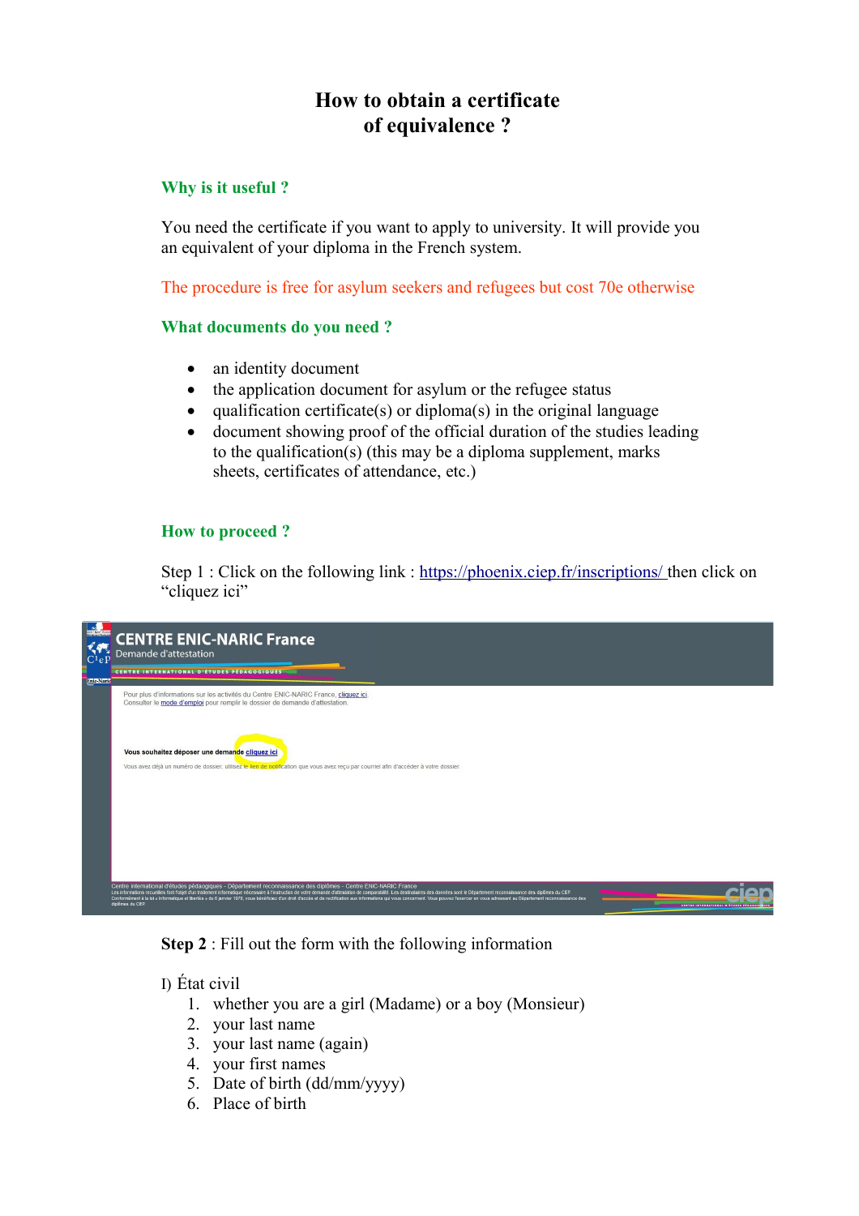# How to obtain a certificate of equivalence ?

## Why is it useful ?

You need the certificate if you want to apply to university. It will provide you an equivalent of your diploma in the French system.

The procedure is free for asylum seekers and refugees but cost 70e otherwise

## What documents do you need ?

- an identity document
- the application document for asylum or the refugee status
- qualification certificate(s) or diploma(s) in the original language
- document showing proof of the official duration of the studies leading to the qualification(s) (this may be a diploma supplement, marks sheets, certificates of attendance, etc.)

## How to proceed ?

Step 1 : Click on the following link : https://phoenix.ciep.fr/inscriptions/ then click on "cliquez ici"

**Step 2** : Fill out the form with the following information

I) État civil

1. whether you are a girl (Madame) or a boy (Monsieur)
2. your last name
3. your last name (again)
4. your first names
5. Date of birth (dd/mm/yyyy)
6. Place of birth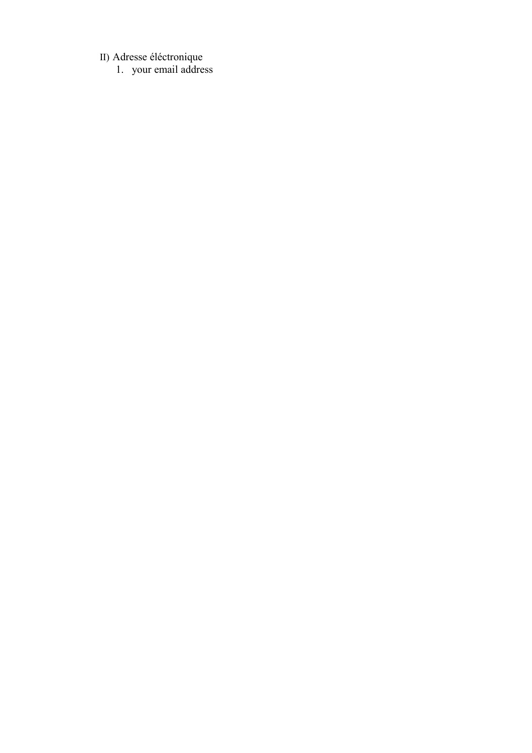II) Adresse éléctronique

1. your email address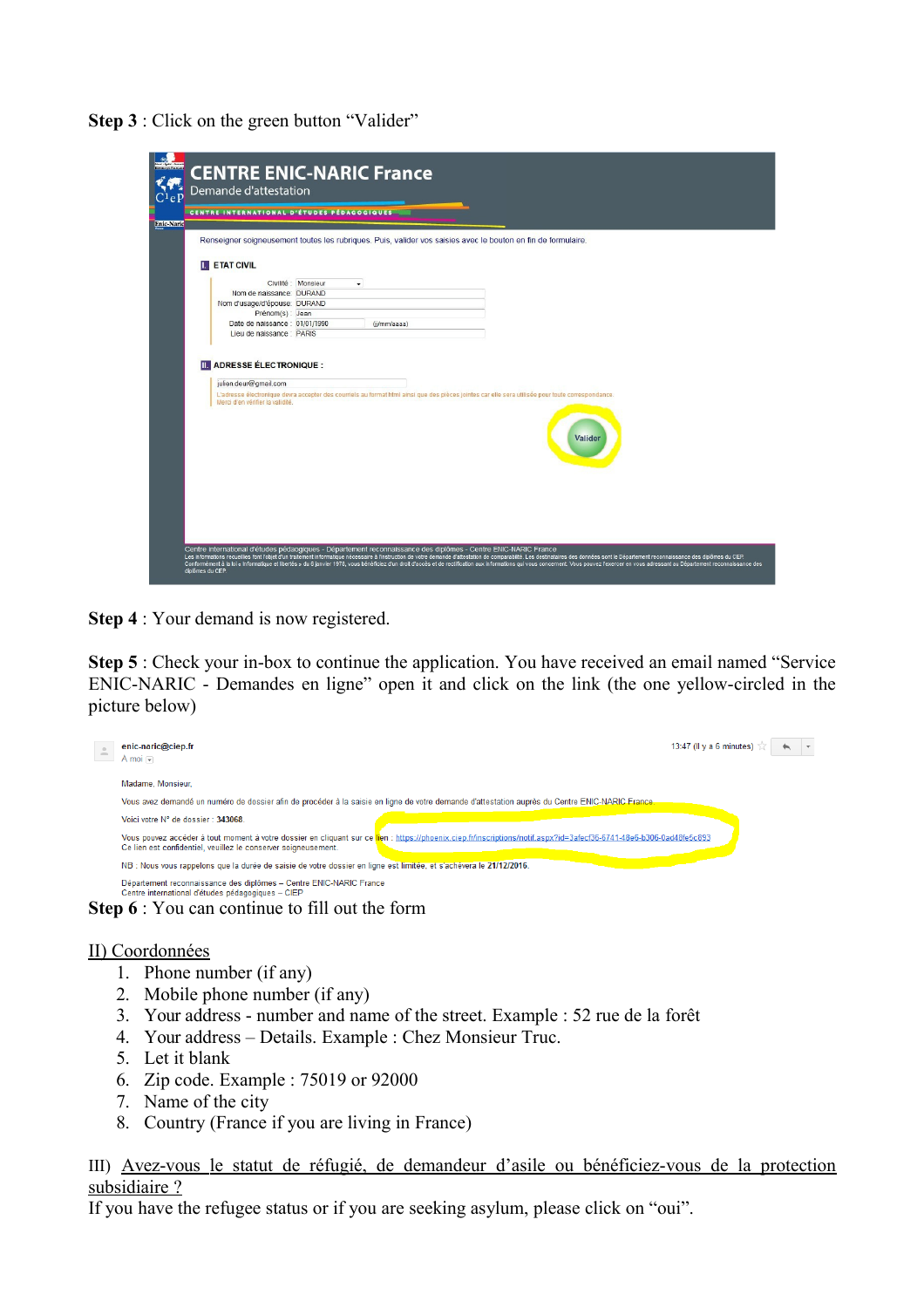**Step 3** : Click on the green button “Valider”

**Step 4** : Your demand is now registered.

**Step 5** : Check your in-box to continue the application. You have received an email named “Service ENIC-NARIC - Demandes en ligne” open it and click on the link (the one yellow-circled in the picture below)

**Step 6** : You can continue to fill out the form

II) Coordonnées

1. Phone number (if any)
2. Mobile phone number (if any)
3. Your address - number and name of the street. Example : 52 rue de la forêt
4. Your address – Details. Example : Chez Monsieur Truc.
5. Let it blank
6. Zip code. Example : 75019 or 92000
7. Name of the city
8. Country (France if you are living in France)

III) Avez-vous le statut de réfugié, de demandeur d’asile ou bénéficiez-vous de la protection subsidiaire ?

If you have the refugee status or if you are seeking asylum, please click on “oui”.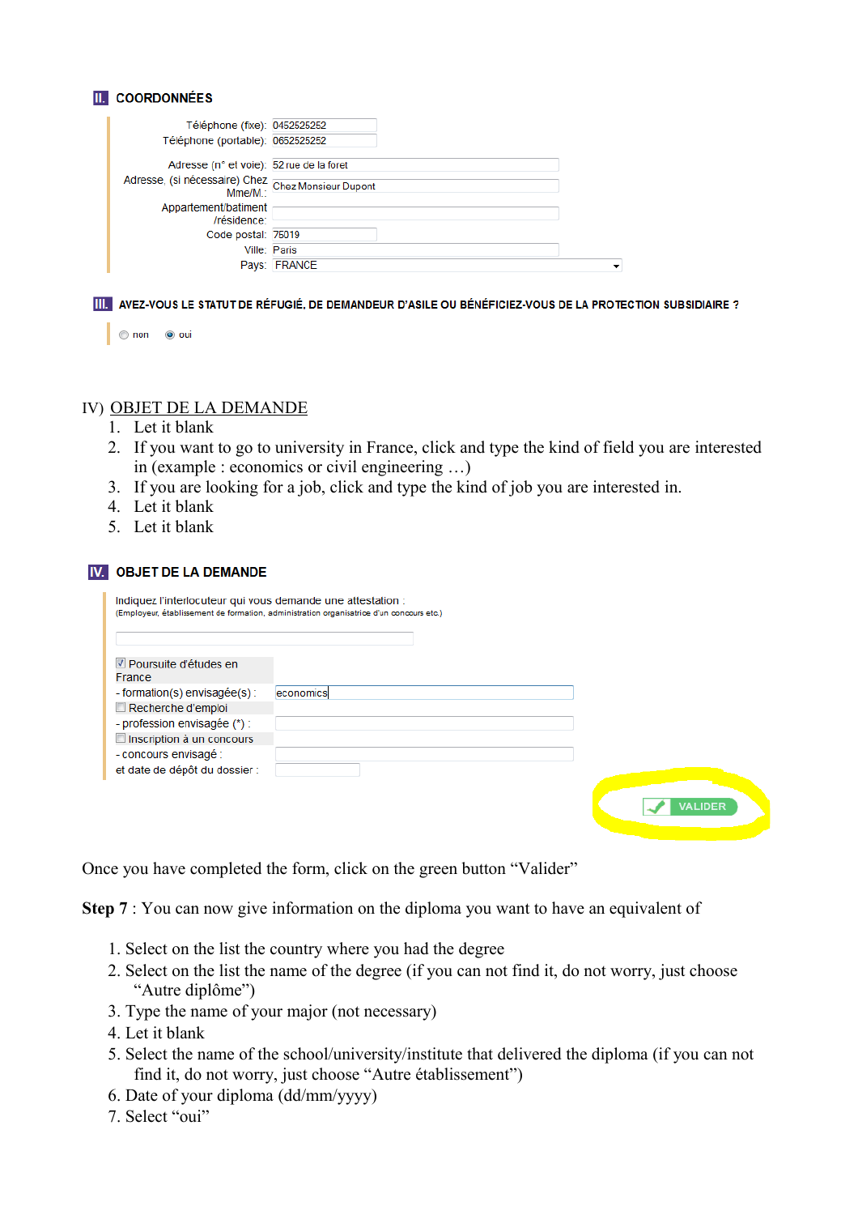## II. COORDONNÉES

Téléphone (fixe): 0452525252
Téléphone (portable): 0652525252

Adresse (n° et voie): 52 rue de la foret
Adresse, (si nécessaire) Chez Mme/M.: Chez Monsieur Dupont
Appartement/batiment /résidence:
Code postal: 75019
Ville: Paris
Pays: FRANCE

## III. AVEZ-VOUS LE STATUT DE RÉFUGIÉ, DE DEMANDEUR D'ASILE OU BÉNÉFICIEZ-VOUS DE LA PROTECTION SUBSIDIAIRE ?

non oui

IV) OBJET DE LA DEMANDE

1. Let it blank
2. If you want to go to university in France, click and type the kind of field you are interested in (example : economics or civil engineering …)
3. If you are looking for a job, click and type the kind of job you are interested in.
4. Let it blank
5. Let it blank

## IV. OBJET DE LA DEMANDE

Indiquez l'interlocuteur qui vous demande une attestation :
(Employeur, établissement de formation, administration organisatrice d'un concours etc.)

Poursuite d'études en France
- formation(s) envisagée(s) : economics
Recherche d'emploi
- profession envisagée (*) :
Inscription à un concours
- concours envisagé :
et date de dépôt du dossier :

VALIDER

Once you have completed the form, click on the green button "Valider"

**Step 7** : You can now give information on the diploma you want to have an equivalent of

1. Select on the list the country where you had the degree
2. Select on the list the name of the degree (if you can not find it, do not worry, just choose "Autre diplôme")
3. Type the name of your major (not necessary)
4. Let it blank
5. Select the name of the school/university/institute that delivered the diploma (if you can not find it, do not worry, just choose "Autre établissement")
6. Date of your diploma (dd/mm/yyyy)
7. Select "oui"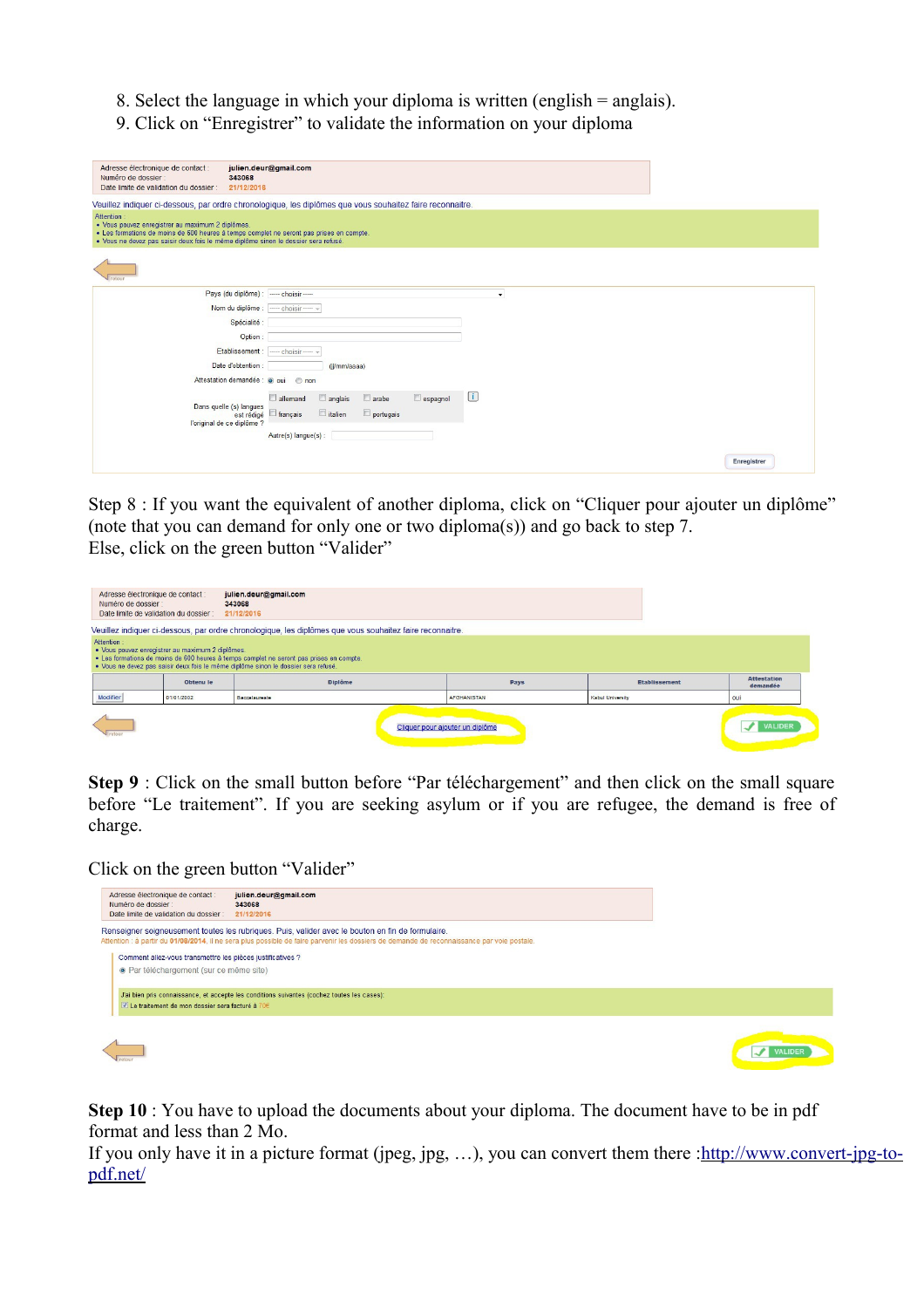8. Select the language in which your diploma is written (english = anglais).
9. Click on “Enregistrer” to validate the information on your diploma

Adresse électronique de contact : julien.deur@gmail.com
Numéro de dossier : 343068
Date limite de validation du dossier : 21/12/2016

Veuillez indiquer ci-dessous, par ordre chronologique, les diplômes que vous souhaitez faire reconnaitre.

Attention :
- Vous pouvez enregistrer au maximum 2 diplômes.
- Les formations de moins de 600 heures à temps complet ne seront pas prises en compte.
- Vous ne devez pas saisir deux fois le même diplôme sinon le dossier sera refusé.

Pays (du diplôme) : ---- choisir ----
Nom du diplôme : ---- choisir ----
Spécialité :
Option :
Etablissement : ---- choisir ----
Date d'obtention : (jj/mm/aaaa)
Attestation demandée : oui non
Dans quelle (s) langues est rédigé l'original de ce diplôme ? allemand anglais arabe espagnol français italien portugais
Autre(s) langue(s) :

Enregistrer

Step 8 : If you want the equivalent of another diploma, click on “Cliquer pour ajouter un diplôme” (note that you can demand for only one or two diploma(s)) and go back to step 7.
Else, click on the green button “Valider”

Adresse électronique de contact : julien.deur@gmail.com
Numéro de dossier : 343068
Date limite de validation du dossier : 21/12/2016

Veuillez indiquer ci-dessous, par ordre chronologique, les diplômes que vous souhaitez faire reconnaitre.

Attention :
- Vous pouvez enregistrer au maximum 2 diplômes.
- Les formations de moins de 600 heures à temps complet ne seront pas prises en compte.
- Vous ne devez pas saisir deux fois le même diplôme sinon le dossier sera refusé.

| | Obtenu le | Diplôme | Pays | Etablissement | Attestation demandée |
|---|---|---|---|---|---|
| Modifier | 01/01/2002 | Baccalaureate | AFGHANISTAN | Kabul University | oui |

Cliquer pour ajouter un diplôme

VALIDER

**Step 9** : Click on the small button before “Par téléchargement” and then click on the small square before “Le traitement”. If you are seeking asylum or if you are refugee, the demand is free of charge.

Click on the green button “Valider”

Adresse électronique de contact : julien.deur@gmail.com
Numéro de dossier : 343068
Date limite de validation du dossier : 21/12/2016

Renseigner soigneusement toutes les rubriques. Puis, valider avec le bouton en fin de formulaire.
Attention : à partir du 01/08/2014, il ne sera plus possible de faire parvenir les dossiers de demande de reconnaissance par voie postale.

Comment allez-vous transmettre les pièces justificatives ?
- Par téléchargement (sur ce même site)

J'ai bien pris connaissance, et accepte les conditions suivantes (cochez toutes les cases):
- Le traitement de mon dossier sera facturé à 70€

VALIDER

**Step 10** : You have to upload the documents about your diploma. The document have to be in pdf format and less than 2 Mo.
If you only have it in a picture format (jpeg, jpg, …), you can convert them there :[http://www.convert-jpg-to-pdf.net/](http://www.convert-jpg-to-pdf.net/)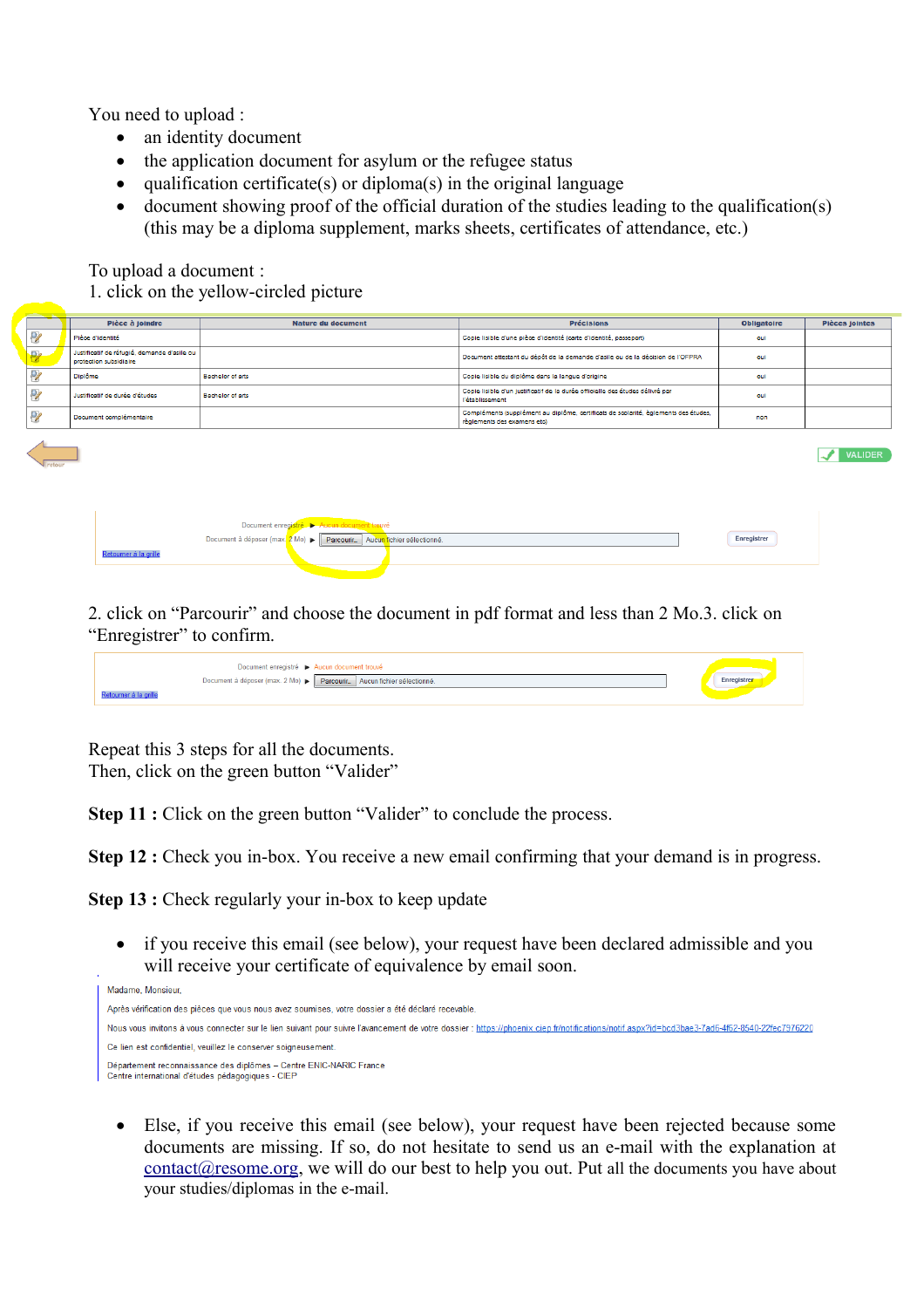You need to upload :

- an identity document
- the application document for asylum or the refugee status
- qualification certificate(s) or diploma(s) in the original language
- document showing proof of the official duration of the studies leading to the qualification(s) (this may be a diploma supplement, marks sheets, certificates of attendance, etc.)

To upload a document :

1. click on the yellow-circled picture

| | Pièce à joindre | Nature du document | Précisions | Obligatoire | Pièces jointes |
|---|---|---|---|---|---|
| | Pièce d'identité | | Copie lisible d'une pièce d'identité (carte d'identité, passeport) | oui | |
| | Justificatif de réfugié, demande d'asile ou protection subsidiaire | | Document attestant du dépôt de la demande d'asile ou de la décision de l'OFPRA | oui | |
| | Diplôme | Bachelor of arts | Copie lisible du diplôme dans la langue d'origine | oui | |
| | Justificatif de durée d'études | Bachelor of arts | Copie lisible d'un justificatif de la durée officielle des études délivré par l'établissement | oui | |
| | Document complémentaire | | Compléments (supplément au diplôme, certificats de scolarité, règlements des études, règlements des examens etc) | non | |

Retour — VALIDER

Document enregistré ▶ Aucun document trouvé
Document à déposer (max. 2 Mo) ▶ Parcourir... Aucun fichier sélectionné. Enregistrer
Retourner à la grille

2. click on "Parcourir" and choose the document in pdf format and less than 2 Mo.3. click on "Enregistrer" to confirm.

Document enregistré ▶ Aucun document trouvé
Document à déposer (max. 2 Mo) ▶ Parcourir... Aucun fichier sélectionné. Enregistrer
Retourner à la grille

Repeat this 3 steps for all the documents.
Then, click on the green button "Valider"

**Step 11 :** Click on the green button "Valider" to conclude the process.

**Step 12 :** Check you in-box. You receive a new email confirming that your demand is in progress.

**Step 13 :** Check regularly your in-box to keep update

- if you receive this email (see below), your request have been declared admissible and you will receive your certificate of equivalence by email soon.

> Madame, Monsieur,
>
> Après vérification des pièces que vous nous avez soumises, votre dossier a été déclaré recevable.
>
> Nous vous invitons à vous connecter sur le lien suivant pour suivre l'avancement de votre dossier : https://phoenix.ciep.fr/notifications/notif.aspx?id=bcd3bae3-7ad6-4f52-8540-22fec7976220
>
> Ce lien est confidentiel, veuillez le conserver soigneusement.
>
> Département reconnaissance des diplômes – Centre ENIC-NARIC France
> Centre international d'études pédagogiques - CIEP

- Else, if you receive this email (see below), your request have been rejected because some documents are missing. If so, do not hesitate to send us an e-mail with the explanation at contact@resome.org, we will do our best to help you out. Put all the documents you have about your studies/diplomas in the e-mail.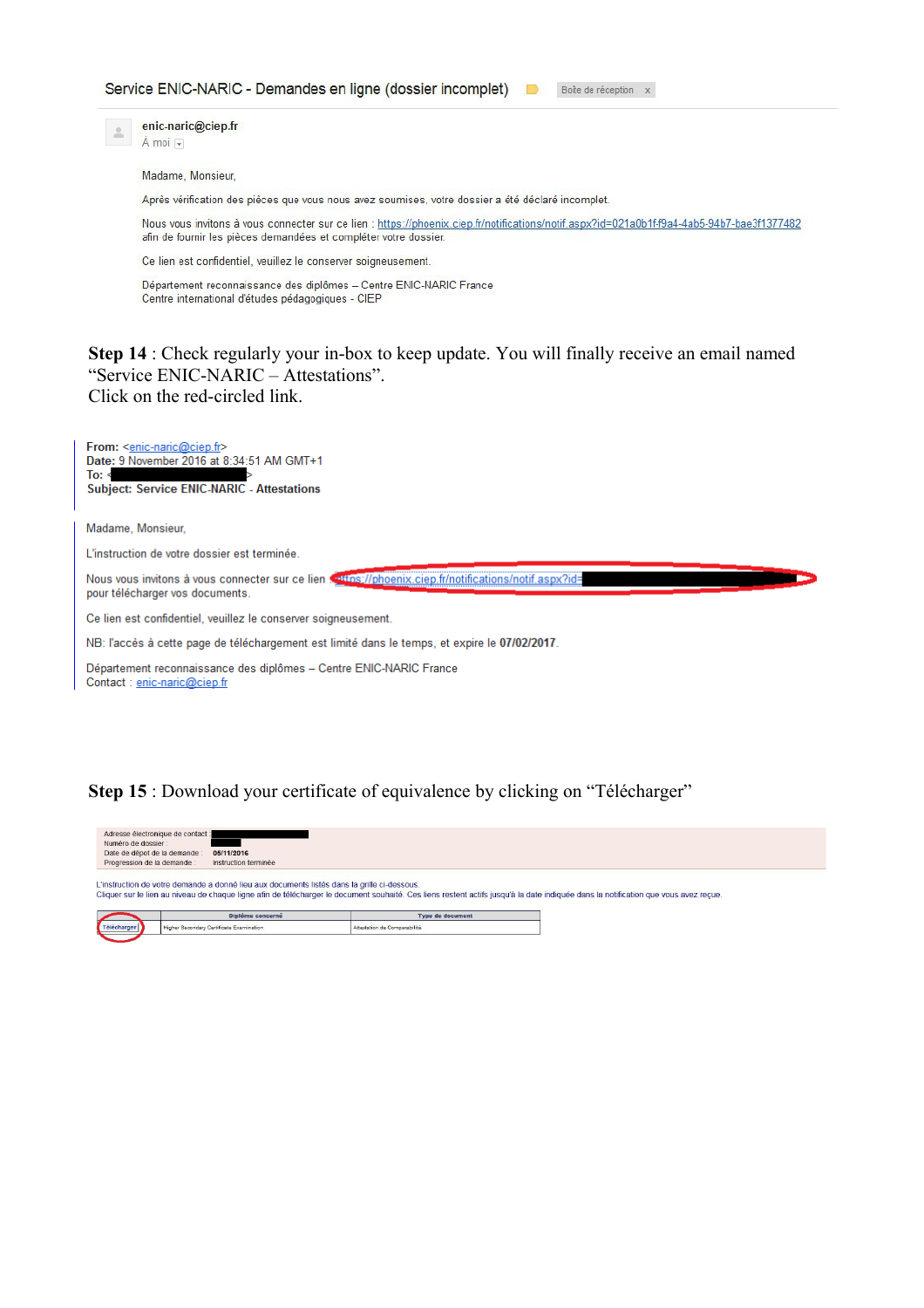Service ENIC-NARIC - Demandes en ligne (dossier incomplet)   Boîte de réception x

enic-naric@ciep.fr
À moi

Madame, Monsieur,

Après vérification des pièces que vous nous avez soumises, votre dossier a été déclaré incomplet.

Nous vous invitons à vous connecter sur ce lien : https://phoenix.ciep.fr/notifications/notif.aspx?id=021a0b1f-f9a4-4ab5-94b7-bae3f1377482 afin de fournir les pièces demandées et compléter votre dossier.

Ce lien est confidentiel, veuillez le conserver soigneusement.

Département reconnaissance des diplômes – Centre ENIC-NARIC France
Centre international d'études pédagogiques - CIEP

**Step 14** : Check regularly your in-box to keep update. You will finally receive an email named "Service ENIC-NARIC – Attestations".
Click on the red-circled link.

**From:** <enic-naric@ciep.fr>
**Date:** 9 November 2016 at 8:34:51 AM GMT+1
**To:** <
**Subject: Service ENIC-NARIC - Attestations**

Madame, Monsieur,

L'instruction de votre dossier est terminée.

Nous vous invitons à vous connecter sur ce lien https://phoenix.ciep.fr/notifications/notif.aspx?id=
pour télécharger vos documents.

Ce lien est confidentiel, veuillez le conserver soigneusement.

NB: l'accès à cette page de téléchargement est limité dans le temps, et expire le **07/02/2017**.

Département reconnaissance des diplômes – Centre ENIC-NARIC France
Contact : enic-naric@ciep.fr

**Step 15** : Download your certificate of equivalence by clicking on "Télécharger"

Adresse électronique de contact :
Numéro de dossier :
Date de dépôt de la demande : 05/11/2016
Progression de la demande : Instruction terminée

L'instruction de votre demande a donné lieu aux documents listés dans la grille ci-dessous.
Cliquer sur le lien au niveau de chaque ligne afin de télécharger le document souhaité. Ces liens restent actifs jusqu'à la date indiquée dans la notification que vous avez reçue.

| | Diplôme concerné | Type de document |
|---|---|---|
| Télécharger | Higher Secondary Certificate Examination | Attestation de Comparabilité |